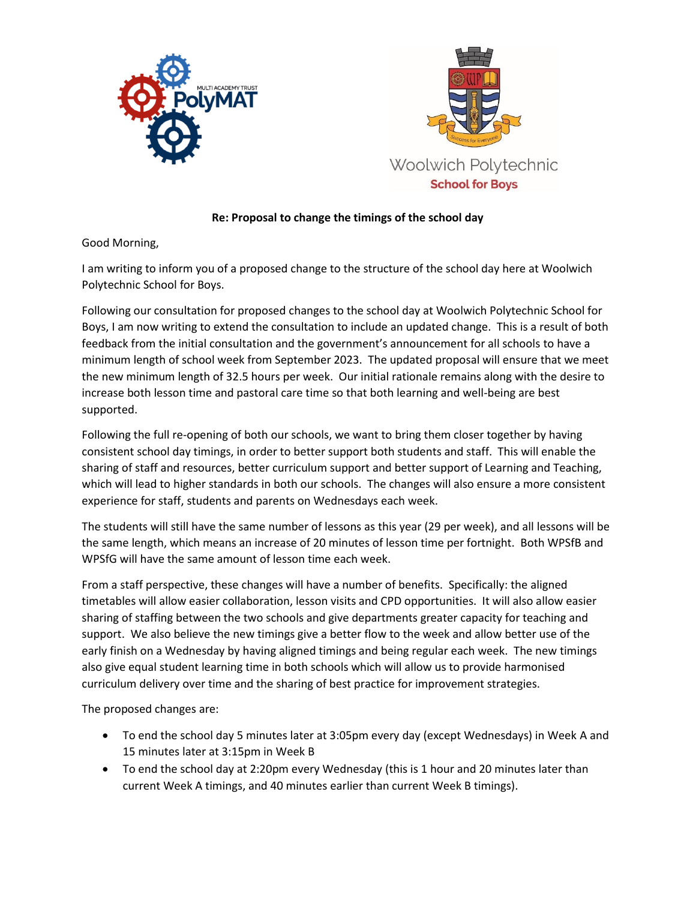**Re: Proposal to change the timings of the school day**

Good Morning,

I am writing to inform you of a proposed change to the structure of the school day here at Woolwich Polytechnic School for Boys.

Following our consultation for proposed changes to the school day at Woolwich Polytechnic School for Boys, I am now writing to extend the consultation to include an updated change. This is a result of both feedback from the initial consultation and the government's announcement for all schools to have a minimum length of school week from September 2023. The updated proposal will ensure that we meet the new minimum length of 32.5 hours per week. Our initial rationale remains along with the desire to increase both lesson time and pastoral care time so that both learning and well-being are best supported.

Following the full re-opening of both our schools, we want to bring them closer together by having consistent school day timings, in order to better support both students and staff. This will enable the sharing of staff and resources, better curriculum support and better support of Learning and Teaching, which will lead to higher standards in both our schools. The changes will also ensure a more consistent experience for staff, students and parents on Wednesdays each week.

The students will still have the same number of lessons as this year (29 per week), and all lessons will be the same length, which means an increase of 20 minutes of lesson time per fortnight. Both WPSfB and WPSfG will have the same amount of lesson time each week.

From a staff perspective, these changes will have a number of benefits. Specifically: the aligned timetables will allow easier collaboration, lesson visits and CPD opportunities. It will also allow easier sharing of staffing between the two schools and give departments greater capacity for teaching and support. We also believe the new timings give a better flow to the week and allow better use of the early finish on a Wednesday by having aligned timings and being regular each week. The new timings also give equal student learning time in both schools which will allow us to provide harmonised curriculum delivery over time and the sharing of best practice for improvement strategies.

The proposed changes are:

- To end the school day 5 minutes later at 3:05pm every day (except Wednesdays) in Week A and 15 minutes later at 3:15pm in Week B
- To end the school day at 2:20pm every Wednesday (this is 1 hour and 20 minutes later than current Week A timings, and 40 minutes earlier than current Week B timings).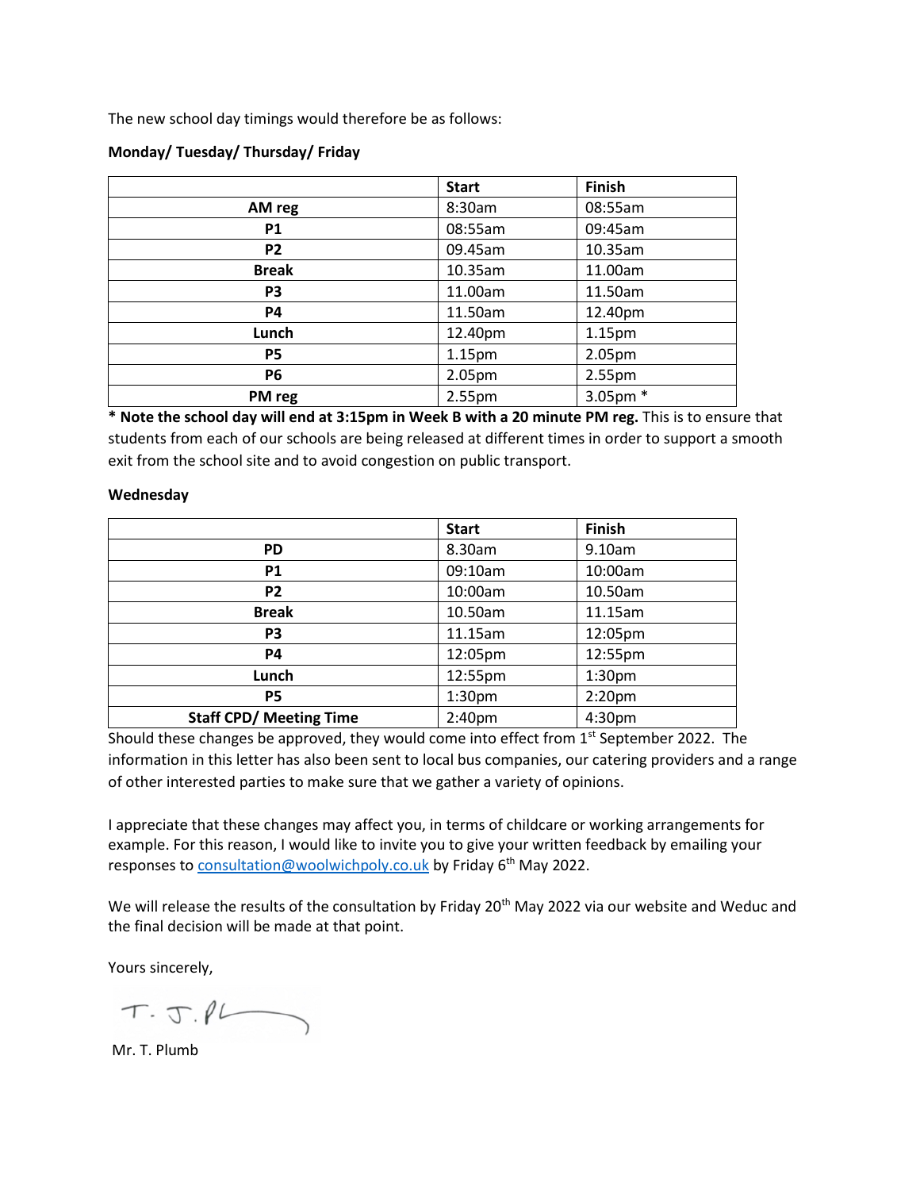The new school day timings would therefore be as follows:

**Monday/ Tuesday/ Thursday/ Friday**

| | Start | Finish |
|---|---|---|
| **AM reg** | 8:30am | 08:55am |
| **P1** | 08:55am | 09:45am |
| **P2** | 09.45am | 10.35am |
| **Break** | 10.35am | 11.00am |
| **P3** | 11.00am | 11.50am |
| **P4** | 11.50am | 12.40pm |
| **Lunch** | 12.40pm | 1.15pm |
| **P5** | 1.15pm | 2.05pm |
| **P6** | 2.05pm | 2.55pm |
| **PM reg** | 2.55pm | 3.05pm * |

**\* Note the school day will end at 3:15pm in Week B with a 20 minute PM reg.** This is to ensure that students from each of our schools are being released at different times in order to support a smooth exit from the school site and to avoid congestion on public transport.

**Wednesday**

| | Start | Finish |
|---|---|---|
| **PD** | 8.30am | 9.10am |
| **P1** | 09:10am | 10:00am |
| **P2** | 10:00am | 10.50am |
| **Break** | 10.50am | 11.15am |
| **P3** | 11.15am | 12:05pm |
| **P4** | 12:05pm | 12:55pm |
| **Lunch** | 12:55pm | 1:30pm |
| **P5** | 1:30pm | 2:20pm |
| **Staff CPD/ Meeting Time** | 2:40pm | 4:30pm |

Should these changes be approved, they would come into effect from 1st September 2022. The information in this letter has also been sent to local bus companies, our catering providers and a range of other interested parties to make sure that we gather a variety of opinions.

I appreciate that these changes may affect you, in terms of childcare or working arrangements for example. For this reason, I would like to invite you to give your written feedback by emailing your responses to consultation@woolwichpoly.co.uk by Friday 6th May 2022.

We will release the results of the consultation by Friday 20th May 2022 via our website and Weduc and the final decision will be made at that point.

Yours sincerely,

Mr. T. Plumb